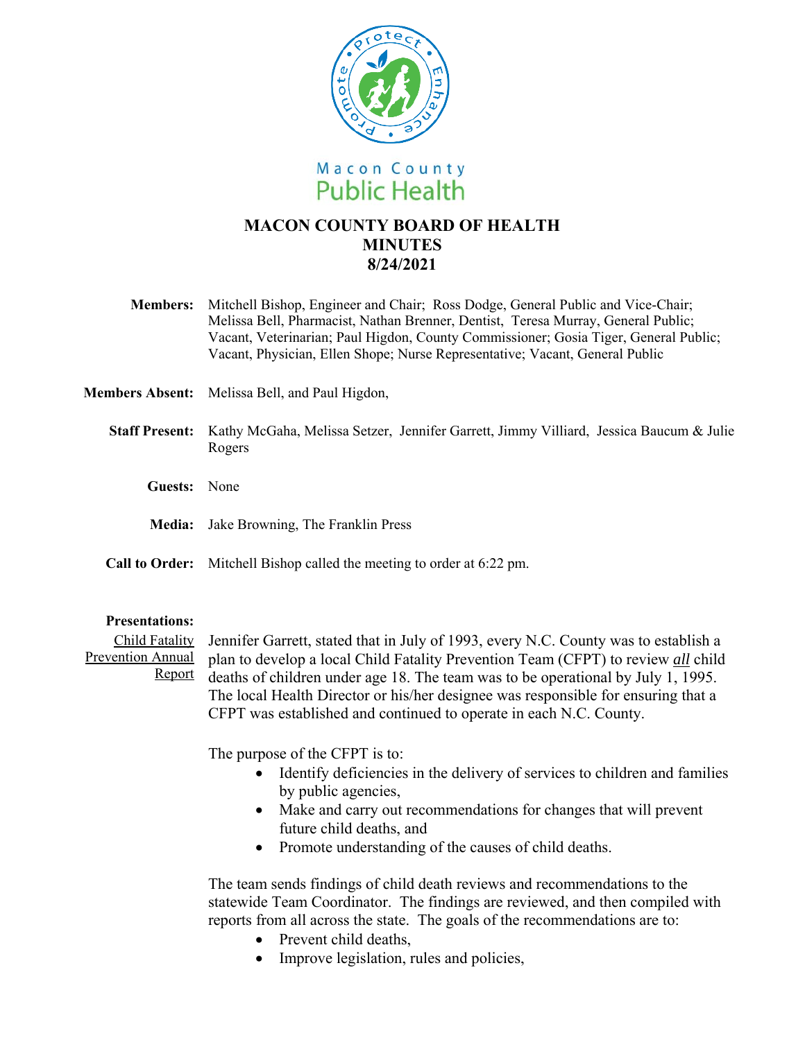Macon County
Public Health

# MACON COUNTY BOARD OF HEALTH MINUTES 8/24/2021

**Members:** Mitchell Bishop, Engineer and Chair; Ross Dodge, General Public and Vice-Chair; Melissa Bell, Pharmacist, Nathan Brenner, Dentist, Teresa Murray, General Public; Vacant, Veterinarian; Paul Higdon, County Commissioner; Gosia Tiger, General Public; Vacant, Physician, Ellen Shope; Nurse Representative; Vacant, General Public

**Members Absent:** Melissa Bell, and Paul Higdon,

**Staff Present:** Kathy McGaha, Melissa Setzer, Jennifer Garrett, Jimmy Villiard, Jessica Baucum & Julie Rogers

**Guests:** None

**Media:** Jake Browning, The Franklin Press

**Call to Order:** Mitchell Bishop called the meeting to order at 6:22 pm.

**Presentations:**

Child Fatality Prevention Annual Report

Jennifer Garrett, stated that in July of 1993, every N.C. County was to establish a plan to develop a local Child Fatality Prevention Team (CFPT) to review *all* child deaths of children under age 18. The team was to be operational by July 1, 1995. The local Health Director or his/her designee was responsible for ensuring that a CFPT was established and continued to operate in each N.C. County.

The purpose of the CFPT is to:

- Identify deficiencies in the delivery of services to children and families by public agencies,
- Make and carry out recommendations for changes that will prevent future child deaths, and
- Promote understanding of the causes of child deaths.

The team sends findings of child death reviews and recommendations to the statewide Team Coordinator. The findings are reviewed, and then compiled with reports from all across the state. The goals of the recommendations are to:

- Prevent child deaths,
- Improve legislation, rules and policies,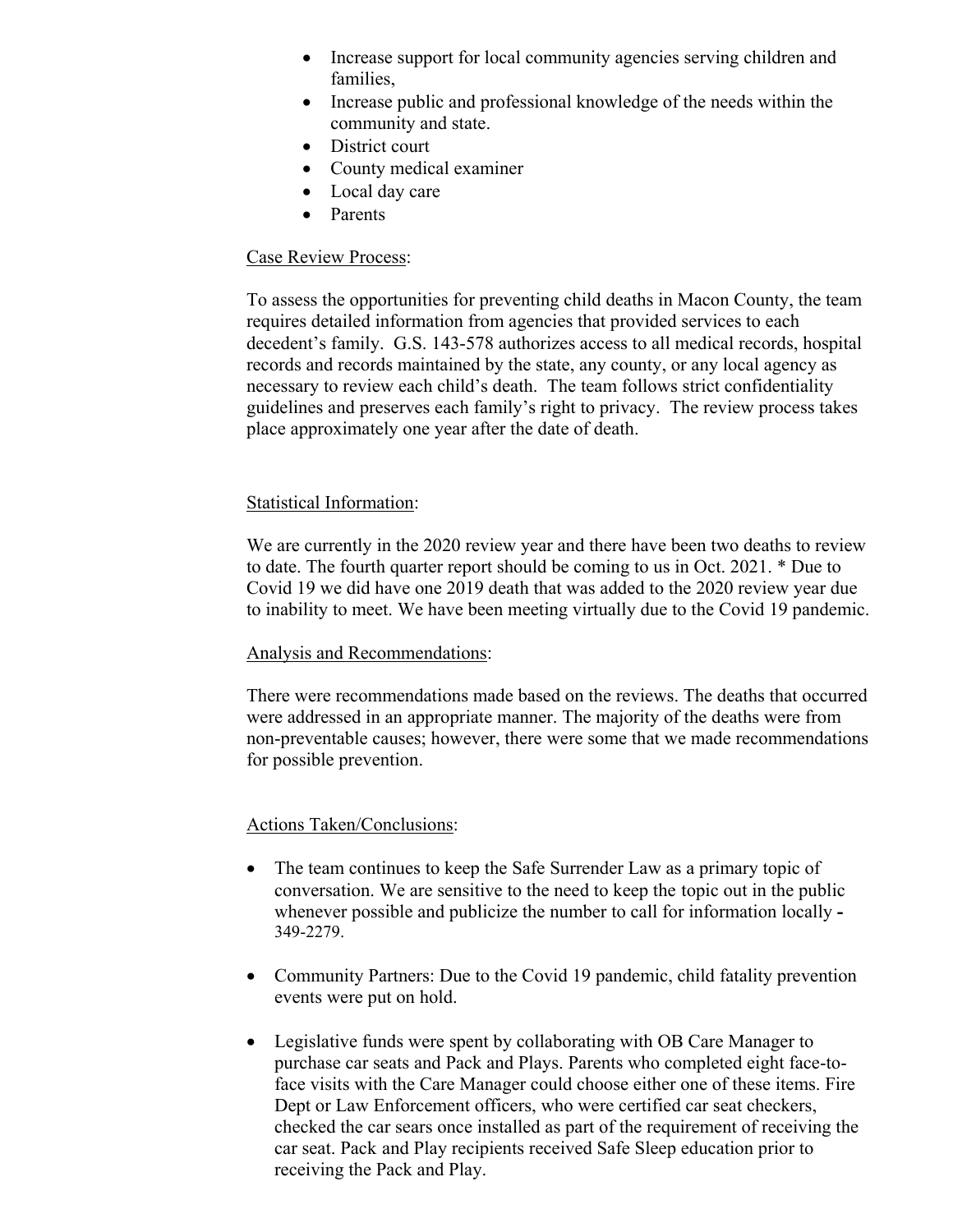- Increase support for local community agencies serving children and families,
- Increase public and professional knowledge of the needs within the community and state.
- District court
- County medical examiner
- Local day care
- Parents

Case Review Process:

To assess the opportunities for preventing child deaths in Macon County, the team requires detailed information from agencies that provided services to each decedent's family. G.S. 143-578 authorizes access to all medical records, hospital records and records maintained by the state, any county, or any local agency as necessary to review each child's death. The team follows strict confidentiality guidelines and preserves each family's right to privacy. The review process takes place approximately one year after the date of death.

Statistical Information:

We are currently in the 2020 review year and there have been two deaths to review to date. The fourth quarter report should be coming to us in Oct. 2021. * Due to Covid 19 we did have one 2019 death that was added to the 2020 review year due to inability to meet. We have been meeting virtually due to the Covid 19 pandemic.

Analysis and Recommendations:

There were recommendations made based on the reviews. The deaths that occurred were addressed in an appropriate manner. The majority of the deaths were from non-preventable causes; however, there were some that we made recommendations for possible prevention.

Actions Taken/Conclusions:

- The team continues to keep the Safe Surrender Law as a primary topic of conversation. We are sensitive to the need to keep the topic out in the public whenever possible and publicize the number to call for information locally - 349-2279.

- Community Partners: Due to the Covid 19 pandemic, child fatality prevention events were put on hold.

- Legislative funds were spent by collaborating with OB Care Manager to purchase car seats and Pack and Plays. Parents who completed eight face-to-face visits with the Care Manager could choose either one of these items. Fire Dept or Law Enforcement officers, who were certified car seat checkers, checked the car sears once installed as part of the requirement of receiving the car seat. Pack and Play recipients received Safe Sleep education prior to receiving the Pack and Play.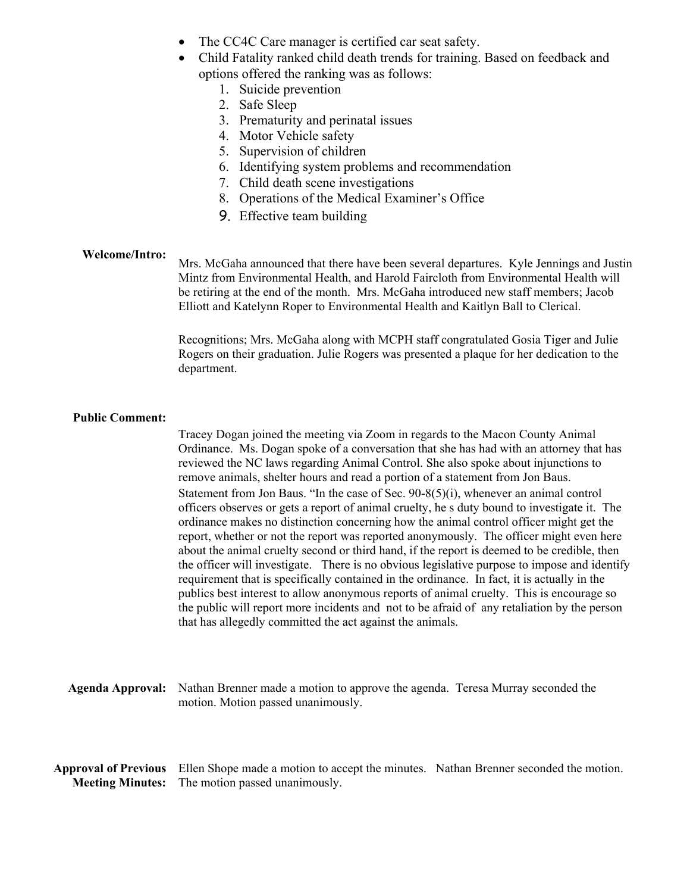- The CC4C Care manager is certified car seat safety.
- Child Fatality ranked child death trends for training. Based on feedback and options offered the ranking was as follows:
  1. Suicide prevention
  2. Safe Sleep
  3. Prematurity and perinatal issues
  4. Motor Vehicle safety
  5. Supervision of children
  6. Identifying system problems and recommendation
  7. Child death scene investigations
  8. Operations of the Medical Examiner's Office
  9. Effective team building

**Welcome/Intro:**

Mrs. McGaha announced that there have been several departures. Kyle Jennings and Justin Mintz from Environmental Health, and Harold Faircloth from Environmental Health will be retiring at the end of the month. Mrs. McGaha introduced new staff members; Jacob Elliott and Katelynn Roper to Environmental Health and Kaitlyn Ball to Clerical.

Recognitions; Mrs. McGaha along with MCPH staff congratulated Gosia Tiger and Julie Rogers on their graduation. Julie Rogers was presented a plaque for her dedication to the department.

**Public Comment:**

Tracey Dogan joined the meeting via Zoom in regards to the Macon County Animal Ordinance. Ms. Dogan spoke of a conversation that she has had with an attorney that has reviewed the NC laws regarding Animal Control. She also spoke about injunctions to remove animals, shelter hours and read a portion of a statement from Jon Baus. Statement from Jon Baus. "In the case of Sec. 90-8(5)(i), whenever an animal control officers observes or gets a report of animal cruelty, he s duty bound to investigate it. The ordinance makes no distinction concerning how the animal control officer might get the report, whether or not the report was reported anonymously. The officer might even here about the animal cruelty second or third hand, if the report is deemed to be credible, then the officer will investigate. There is no obvious legislative purpose to impose and identify requirement that is specifically contained in the ordinance. In fact, it is actually in the publics best interest to allow anonymous reports of animal cruelty. This is encourage so the public will report more incidents and not to be afraid of any retaliation by the person that has allegedly committed the act against the animals.

**Agenda Approval:** Nathan Brenner made a motion to approve the agenda. Teresa Murray seconded the motion. Motion passed unanimously.

**Approval of Previous Meeting Minutes:** Ellen Shope made a motion to accept the minutes. Nathan Brenner seconded the motion. The motion passed unanimously.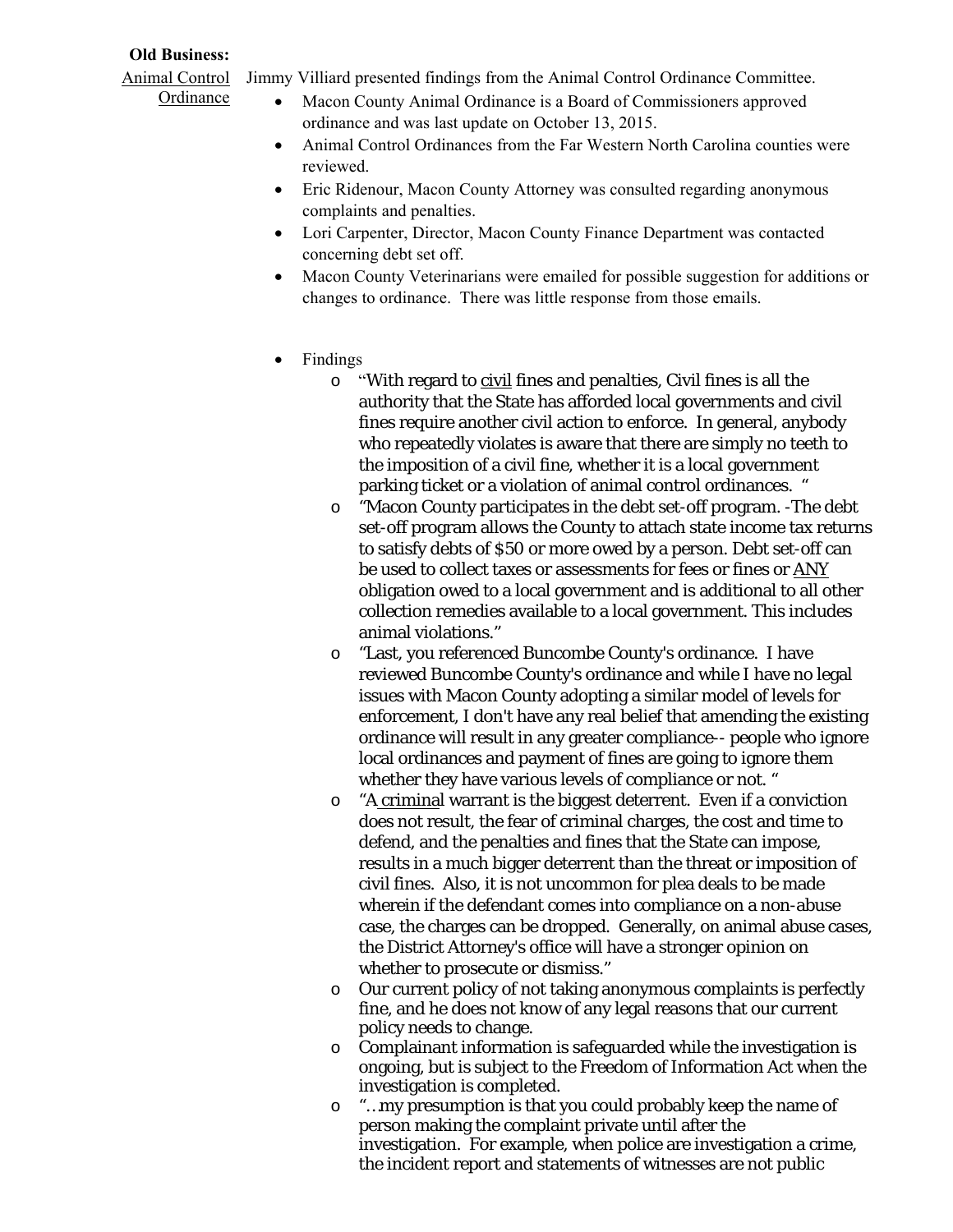**Old Business:**

<u>Animal Control Ordinance</u>

Jimmy Villiard presented findings from the Animal Control Ordinance Committee.

- Macon County Animal Ordinance is a Board of Commissioners approved ordinance and was last update on October 13, 2015.
- Animal Control Ordinances from the Far Western North Carolina counties were reviewed.
- Eric Ridenour, Macon County Attorney was consulted regarding anonymous complaints and penalties.
- Lori Carpenter, Director, Macon County Finance Department was contacted concerning debt set off.
- Macon County Veterinarians were emailed for possible suggestion for additions or changes to ordinance. There was little response from those emails.

- Findings
  - "With regard to <u>civil</u> fines and penalties, Civil fines is all the authority that the State has afforded local governments and civil fines require another civil action to enforce. In general, anybody who repeatedly violates is aware that there are simply no teeth to the imposition of a civil fine, whether it is a local government parking ticket or a violation of animal control ordinances. "
  - "Macon County participates in the debt set-off program. -The debt set-off program allows the County to attach state income tax returns to satisfy debts of $50 or more owed by a person. Debt set-off can be used to collect taxes or assessments for fees or fines or <u>ANY</u> obligation owed to a local government and is additional to all other collection remedies available to a local government. This includes animal violations."
  - "Last, you referenced Buncombe County's ordinance. I have reviewed Buncombe County's ordinance and while I have no legal issues with Macon County adopting a similar model of levels for enforcement, I don't have any real belief that amending the existing ordinance will result in any greater compliance-- people who ignore local ordinances and payment of fines are going to ignore them whether they have various levels of compliance or not. "
  - "A <u>criminal</u> warrant is the biggest deterrent. Even if a conviction does not result, the fear of criminal charges, the cost and time to defend, and the penalties and fines that the State can impose, results in a much bigger deterrent than the threat or imposition of civil fines. Also, it is not uncommon for plea deals to be made wherein if the defendant comes into compliance on a non-abuse case, the charges can be dropped. Generally, on animal abuse cases, the District Attorney's office will have a stronger opinion on whether to prosecute or dismiss."
  - Our current policy of not taking anonymous complaints is perfectly fine, and he does not know of any legal reasons that our current policy needs to change.
  - Complainant information is safeguarded while the investigation is ongoing, but is subject to the Freedom of Information Act when the investigation is completed.
  - "…my presumption is that you could probably keep the name of person making the complaint private until after the investigation. For example, when police are investigation a crime, the incident report and statements of witnesses are not public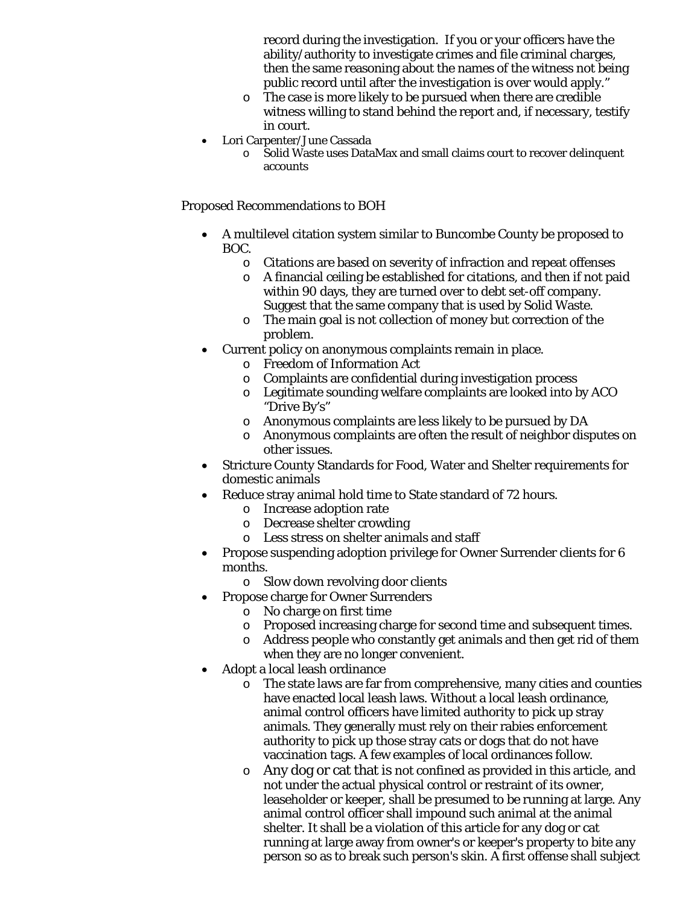record during the investigation. If you or your officers have the ability/authority to investigate crimes and file criminal charges, then the same reasoning about the names of the witness not being public record until after the investigation is over would apply."

  - The case is more likely to be pursued when there are credible witness willing to stand behind the report and, if necessary, testify in court.

- Lori Carpenter/June Cassada
  - Solid Waste uses DataMax and small claims court to recover delinquent accounts

Proposed Recommendations to BOH

- A multilevel citation system similar to Buncombe County be proposed to BOC.
  - Citations are based on severity of infraction and repeat offenses
  - A financial ceiling be established for citations, and then if not paid within 90 days, they are turned over to debt set-off company. Suggest that the same company that is used by Solid Waste.
  - The main goal is not collection of money but correction of the problem.
- Current policy on anonymous complaints remain in place.
  - Freedom of Information Act
  - Complaints are confidential during investigation process
  - Legitimate sounding welfare complaints are looked into by ACO "Drive By's"
  - Anonymous complaints are less likely to be pursued by DA
  - Anonymous complaints are often the result of neighbor disputes on other issues.
- Stricture County Standards for Food, Water and Shelter requirements for domestic animals
- Reduce stray animal hold time to State standard of 72 hours.
  - Increase adoption rate
  - Decrease shelter crowding
  - Less stress on shelter animals and staff
- Propose suspending adoption privilege for Owner Surrender clients for 6 months.
  - Slow down revolving door clients
- Propose charge for Owner Surrenders
  - No charge on first time
  - Proposed increasing charge for second time and subsequent times.
  - Address people who constantly get animals and then get rid of them when they are no longer convenient.
- Adopt a local leash ordinance
  - The state laws are far from comprehensive, many cities and counties have enacted local leash laws. Without a local leash ordinance, animal control officers have limited authority to pick up stray animals. They generally must rely on their rabies enforcement authority to pick up those stray cats or dogs that do not have vaccination tags. A few examples of local ordinances follow.
  - Any dog or cat that is not confined as provided in this article, and not under the actual physical control or restraint of its owner, leaseholder or keeper, shall be presumed to be running at large. Any animal control officer shall impound such animal at the animal shelter. It shall be a violation of this article for any dog or cat running at large away from owner's or keeper's property to bite any person so as to break such person's skin. A first offense shall subject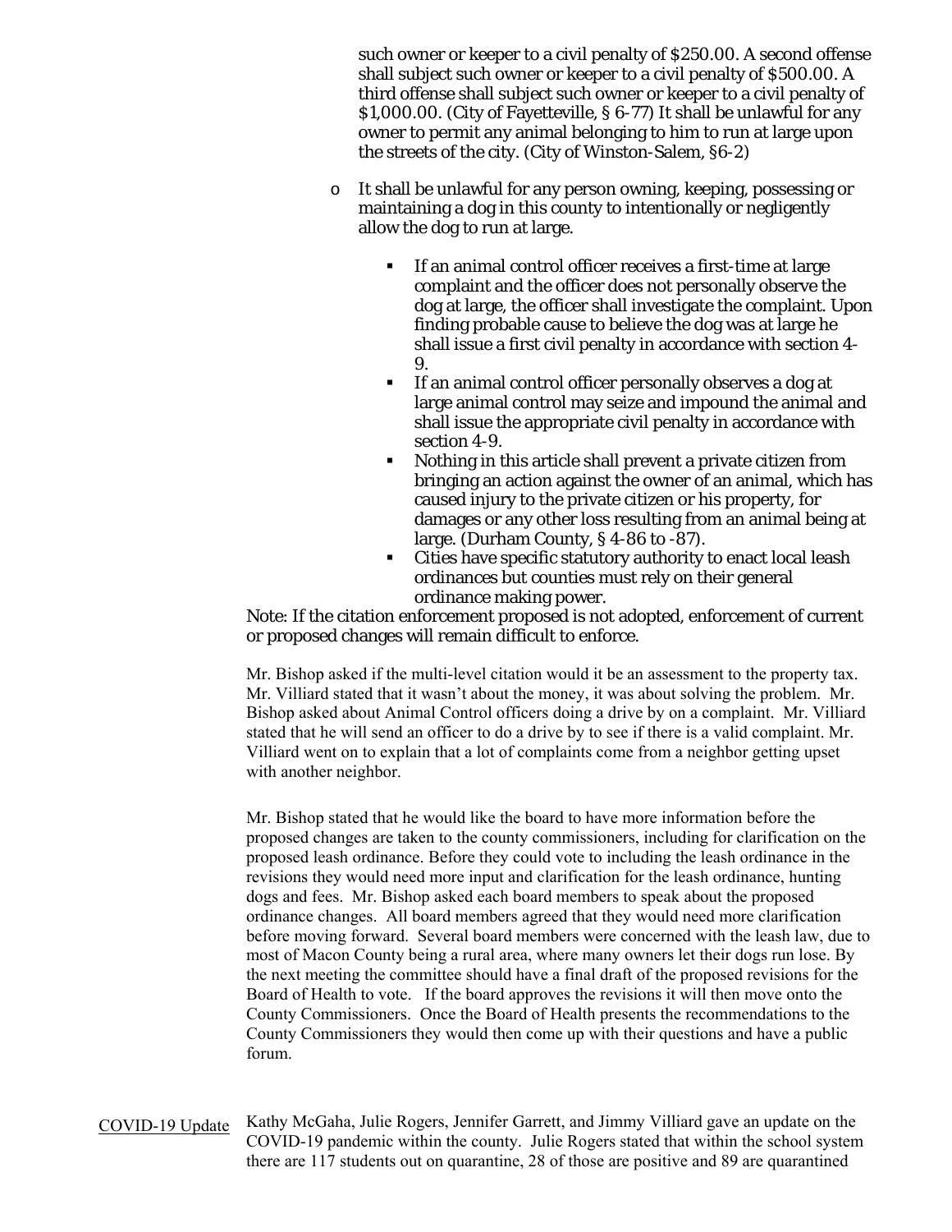such owner or keeper to a civil penalty of $250.00. A second offense shall subject such owner or keeper to a civil penalty of $500.00. A third offense shall subject such owner or keeper to a civil penalty of $1,000.00. (City of Fayetteville, § 6-77) It shall be unlawful for any owner to permit any animal belonging to him to run at large upon the streets of the city. (City of Winston-Salem, §6-2)

- It shall be unlawful for any person owning, keeping, possessing or maintaining a dog in this county to intentionally or negligently allow the dog to run at large.
  - If an animal control officer receives a first-time at large complaint and the officer does not personally observe the dog at large, the officer shall investigate the complaint. Upon finding probable cause to believe the dog was at large he shall issue a first civil penalty in accordance with section 4-9.
  - If an animal control officer personally observes a dog at large animal control may seize and impound the animal and shall issue the appropriate civil penalty in accordance with section 4-9.
  - Nothing in this article shall prevent a private citizen from bringing an action against the owner of an animal, which has caused injury to the private citizen or his property, for damages or any other loss resulting from an animal being at large. (Durham County, § 4-86 to -87).
  - Cities have specific statutory authority to enact local leash ordinances but counties must rely on their general ordinance making power.

Note: If the citation enforcement proposed is not adopted, enforcement of current or proposed changes will remain difficult to enforce.

Mr. Bishop asked if the multi-level citation would it be an assessment to the property tax. Mr. Villiard stated that it wasn't about the money, it was about solving the problem. Mr. Bishop asked about Animal Control officers doing a drive by on a complaint. Mr. Villiard stated that he will send an officer to do a drive by to see if there is a valid complaint. Mr. Villiard went on to explain that a lot of complaints come from a neighbor getting upset with another neighbor.

Mr. Bishop stated that he would like the board to have more information before the proposed changes are taken to the county commissioners, including for clarification on the proposed leash ordinance. Before they could vote to including the leash ordinance in the revisions they would need more input and clarification for the leash ordinance, hunting dogs and fees. Mr. Bishop asked each board members to speak about the proposed ordinance changes. All board members agreed that they would need more clarification before moving forward. Several board members were concerned with the leash law, due to most of Macon County being a rural area, where many owners let their dogs run lose. By the next meeting the committee should have a final draft of the proposed revisions for the Board of Health to vote. If the board approves the revisions it will then move onto the County Commissioners. Once the Board of Health presents the recommendations to the County Commissioners they would then come up with their questions and have a public forum.

COVID-19 Update

Kathy McGaha, Julie Rogers, Jennifer Garrett, and Jimmy Villiard gave an update on the COVID-19 pandemic within the county. Julie Rogers stated that within the school system there are 117 students out on quarantine, 28 of those are positive and 89 are quarantined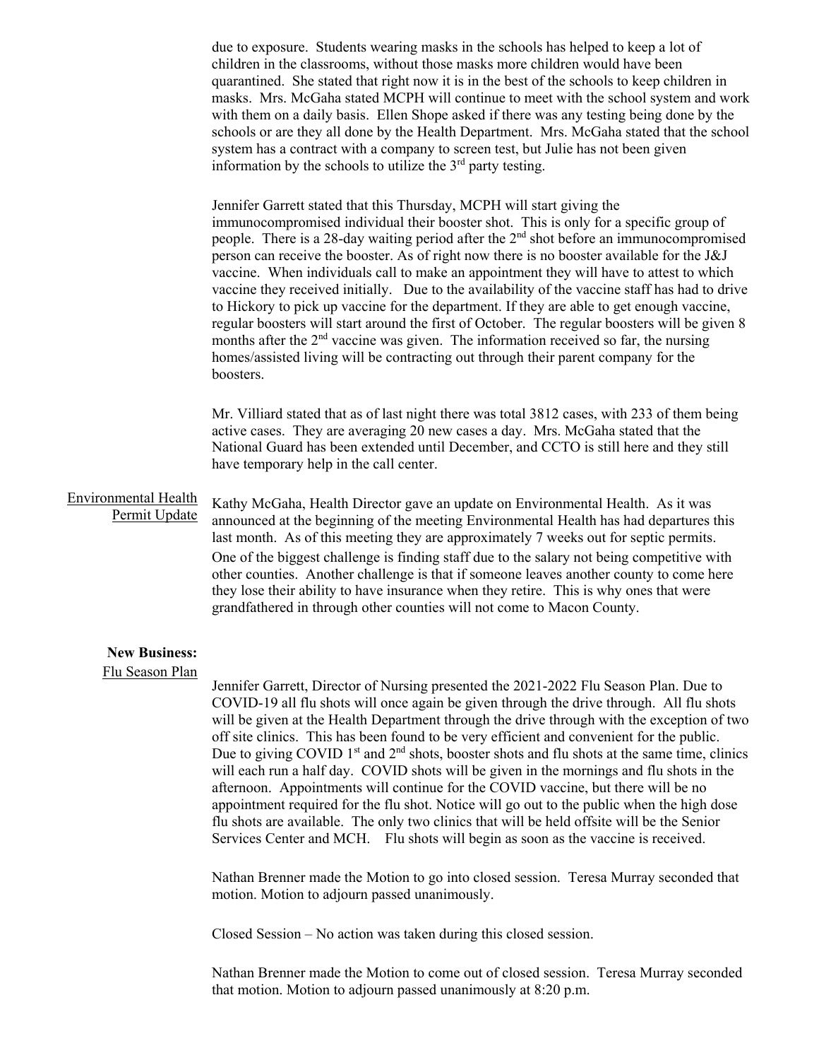due to exposure. Students wearing masks in the schools has helped to keep a lot of children in the classrooms, without those masks more children would have been quarantined. She stated that right now it is in the best of the schools to keep children in masks. Mrs. McGaha stated MCPH will continue to meet with the school system and work with them on a daily basis. Ellen Shope asked if there was any testing being done by the schools or are they all done by the Health Department. Mrs. McGaha stated that the school system has a contract with a company to screen test, but Julie has not been given information by the schools to utilize the 3rd party testing.

Jennifer Garrett stated that this Thursday, MCPH will start giving the immunocompromised individual their booster shot. This is only for a specific group of people. There is a 28-day waiting period after the 2nd shot before an immunocompromised person can receive the booster. As of right now there is no booster available for the J&J vaccine. When individuals call to make an appointment they will have to attest to which vaccine they received initially. Due to the availability of the vaccine staff has had to drive to Hickory to pick up vaccine for the department. If they are able to get enough vaccine, regular boosters will start around the first of October. The regular boosters will be given 8 months after the 2nd vaccine was given. The information received so far, the nursing homes/assisted living will be contracting out through their parent company for the boosters.

Mr. Villiard stated that as of last night there was total 3812 cases, with 233 of them being active cases. They are averaging 20 new cases a day. Mrs. McGaha stated that the National Guard has been extended until December, and CCTO is still here and they still have temporary help in the call center.

Environmental Health Permit Update

Kathy McGaha, Health Director gave an update on Environmental Health. As it was announced at the beginning of the meeting Environmental Health has had departures this last month. As of this meeting they are approximately 7 weeks out for septic permits. One of the biggest challenge is finding staff due to the salary not being competitive with other counties. Another challenge is that if someone leaves another county to come here they lose their ability to have insurance when they retire. This is why ones that were grandfathered in through other counties will not come to Macon County.

**New Business:**

Flu Season Plan

Jennifer Garrett, Director of Nursing presented the 2021-2022 Flu Season Plan. Due to COVID-19 all flu shots will once again be given through the drive through. All flu shots will be given at the Health Department through the drive through with the exception of two off site clinics. This has been found to be very efficient and convenient for the public. Due to giving COVID 1st and 2nd shots, booster shots and flu shots at the same time, clinics will each run a half day. COVID shots will be given in the mornings and flu shots in the afternoon. Appointments will continue for the COVID vaccine, but there will be no appointment required for the flu shot. Notice will go out to the public when the high dose flu shots are available. The only two clinics that will be held offsite will be the Senior Services Center and MCH. Flu shots will begin as soon as the vaccine is received.

Nathan Brenner made the Motion to go into closed session. Teresa Murray seconded that motion. Motion to adjourn passed unanimously.

Closed Session – No action was taken during this closed session.

Nathan Brenner made the Motion to come out of closed session. Teresa Murray seconded that motion. Motion to adjourn passed unanimously at 8:20 p.m.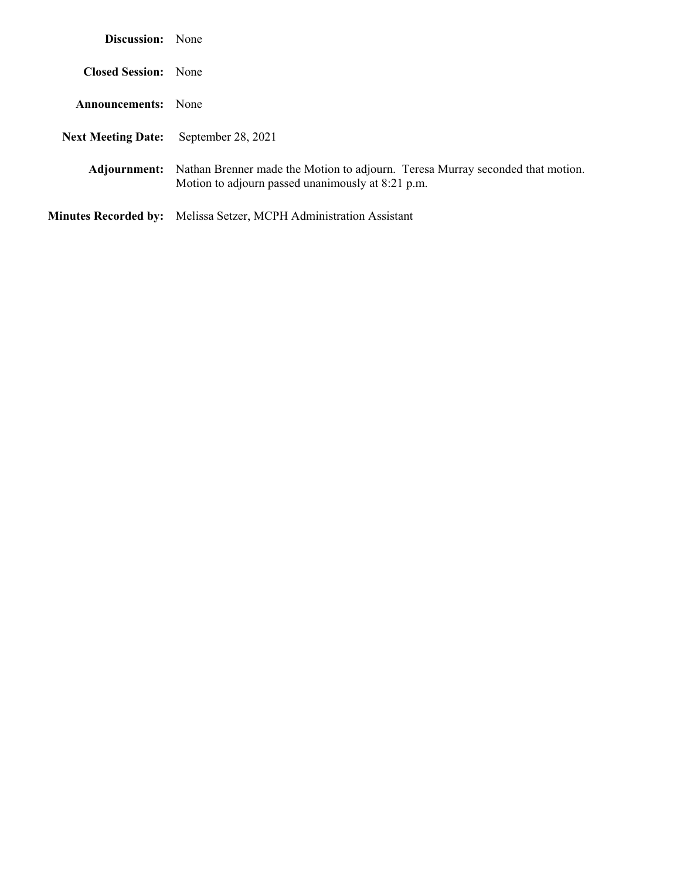**Discussion:** None

**Closed Session:** None

**Announcements:** None

**Next Meeting Date:** September 28, 2021

**Adjournment:** Nathan Brenner made the Motion to adjourn. Teresa Murray seconded that motion. Motion to adjourn passed unanimously at 8:21 p.m.

**Minutes Recorded by:** Melissa Setzer, MCPH Administration Assistant